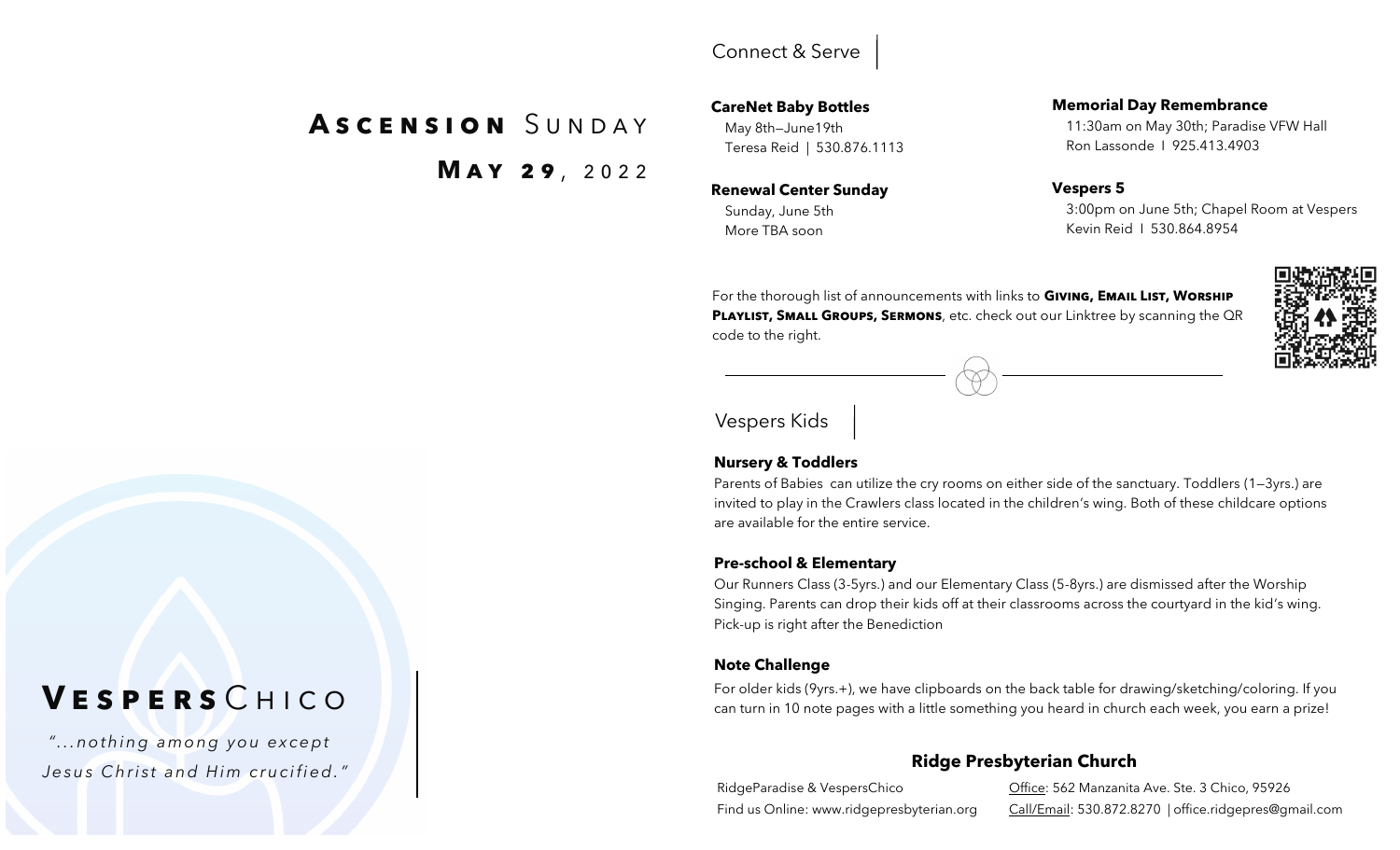# Ascension Sunday

## May 29, 2022

# VespersChico

*"...nothing among you except Jesus Christ and Him crucified."*

## Connect & Serve

**CareNet Baby Bottles**
May 8th—June19th
Teresa Reid | 530.876.1113

**Renewal Center Sunday**
Sunday, June 5th
More TBA soon

**Memorial Day Remembrance**
11:30am on May 30th; Paradise VFW Hall
Ron Lassonde I 925.413.4903

**Vespers 5**
3:00pm on June 5th; Chapel Room at Vespers
Kevin Reid I 530.864.8954

For the thorough list of announcements with links to **Giving, Email List, Worship Playlist, Small Groups, Sermons**, etc. check out our Linktree by scanning the QR code to the right.

## Vespers Kids

**Nursery & Toddlers**

Parents of Babies can utilize the cry rooms on either side of the sanctuary. Toddlers (1—3yrs.) are invited to play in the Crawlers class located in the children's wing. Both of these childcare options are available for the entire service.

**Pre-school & Elementary**

Our Runners Class (3-5yrs.) and our Elementary Class (5-8yrs.) are dismissed after the Worship Singing. Parents can drop their kids off at their classrooms across the courtyard in the kid's wing. Pick-up is right after the Benediction

**Note Challenge**

For older kids (9yrs.+), we have clipboards on the back table for drawing/sketching/coloring. If you can turn in 10 note pages with a little something you heard in church each week, you earn a prize!

**Ridge Presbyterian Church**

RidgeParadise & VespersChico
Find us Online: www.ridgepresbyterian.org

Office: 562 Manzanita Ave. Ste. 3 Chico, 95926
Call/Email: 530.872.8270 | office.ridgepres@gmail.com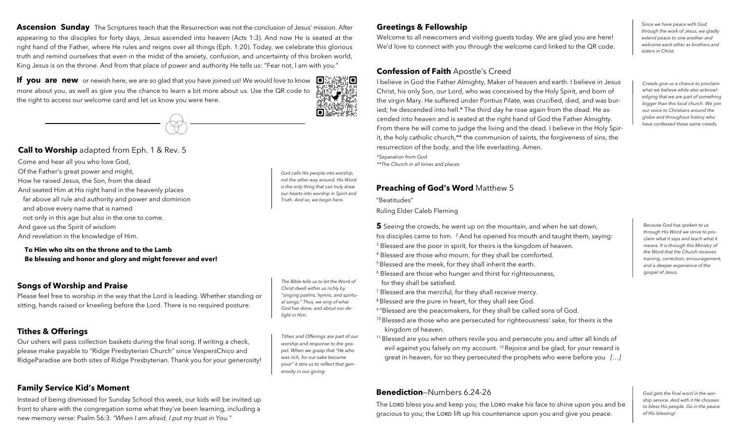**Ascension Sunday** The Scriptures teach that the Resurrection was not the conclusion of Jesus' mission. After appearing to the disciples for forty days, Jesus ascended into heaven (Acts 1:3). And now He is seated at the right hand of the Father, where He rules and reigns over all things (Eph. 1:20). Today, we celebrate this glorious truth and remind ourselves that even in the midst of the anxiety, confusion, and uncertainty of this broken world, King Jesus is on the throne. And from that place of power and authority He tells us: "Fear not, I am with you."

**If you are new** or newish here, we are so glad that you have joined us! We would love to know more about you, as well as give you the chance to learn a bit more about us. Use the QR code to the right to access our welcome card and let us know you were here.

## Call to Worship adapted from Eph. 1 & Rev. 5

Come and hear all you who love God,
Of the Father's great power and might,
How he raised Jesus, the Son, from the dead
And seated Him at His right hand in the heavenly places
far above all rule and authority and power and dominion
and above every name that is named
not only in this age but also in the one to come.
And gave us the Spirit of wisdom
And revelation in the knowledge of Him.

**To Him who sits on the throne and to the Lamb**
**Be blessing and honor and glory and might forever and ever!**

*God calls His people into worship, not the other way around. His Word is the only thing that can truly draw our hearts into worship in Spirit and Truth. And so, we begin here.*

## Songs of Worship and Praise

Please feel free to worship in the way that the Lord is leading. Whether standing or sitting, hands raised or kneeling before the Lord. There is no required posture.

*The Bible tells us to let the Word of Christ dwell within us richly by "singing psalms, hymns, and spiritual songs." Thus, we sing of what God has done, and about our delight in Him.*

## Tithes & Offerings

Our ushers will pass collection baskets during the final song. If writing a check, please make payable to "Ridge Presbyterian Church" since VespersChico and RidgeParadise are both sites of Ridge Presbyterian. Thank you for your generosity!

*Tithes and Offerings are part of our worship and response to the gospel. When we grasp that "He who was rich, for our sake became poor" it stirs us to reflect that generosity in our giving.*

## Family Service Kid's Moment

Instead of being dismissed for Sunday School this week, our kids will be invited up front to share with the congregation some what they've been learning, including a new memory verse: Psalm 56:3. *"When I am afraid, I put my trust in You."*

## Greetings & Fellowship

Welcome to all newcomers and visiting guests today. We are glad you are here! We'd love to connect with you through the welcome card linked to the QR code.

*Since we have peace with God through the work of Jesus, we gladly extend peace to one another and welcome each other as brothers and sisters in Christ.*

## Confession of Faith Apostle's Creed

I believe in God the Father Almighty, Maker of heaven and earth. I believe in Jesus Christ, his only Son, our Lord, who was conceived by the Holy Spirit, and born of the virgin Mary. He suffered under Pontius Pilate, was crucified, died, and was buried; he descended into hell.* The third day he rose again from the dead. He ascended into heaven and is seated at the right hand of God the Father Almighty. From there he will come to judge the living and the dead. I believe in the Holy Spirit, the holy catholic church,** the communion of saints, the forgiveness of sins, the resurrection of the body, and the life everlasting. Amen.

*\*Separation from God*
*\*\*The Church in all times and places*

*Creeds give us a chance to proclaim what we believe while also acknowledging that we are part of something bigger than this local church. We join our voice to Christians around the globe and throughout history who have confessed these same creeds.*

## Preaching of God's Word Matthew 5

"Beatitudes"
Ruling Elder Caleb Fleming

**5** Seeing the crowds, he went up on the mountain, and when he sat down, his disciples came to him. [2] And he opened his mouth and taught them, saying:
[3] Blessed are the poor in spirit, for theirs is the kingdom of heaven.
[4] Blessed are those who mourn, for they shall be comforted.
[5] Blessed are the meek, for they shall inherit the earth.
[6] Blessed are those who hunger and thirst for righteousness, for they shall be satisfied.
[7] Blessed are the merciful, for they shall receive mercy.
[8] Blessed are the pure in heart, for they shall see God.
[9] "Blessed are the peacemakers, for they shall be called sons of God.
[10] Blessed are those who are persecuted for righteousness' sake, for theirs is the kingdom of heaven.
[11] Blessed are you when others revile you and persecute you and utter all kinds of evil against you falsely on my account. [12] Rejoice and be glad, for your reward is great in heaven, for so they persecuted the prophets who were before you *[…]*

*Because God has spoken to us through His Word we strive to proclaim what it says and teach what it means. It is through this Ministry of the Word that the Church receives training, correction, encouragement, and a deeper experience of the gospel of Jesus.*

## Benediction—Numbers 6.24-26

The LORD bless you and keep you; the LORD make his face to shine upon you and be gracious to you; the LORD lift up his countenance upon you and give you peace.

*God gets the final word in the worship service. And with it He chooses to bless His people. Go in the peace of His blessing!*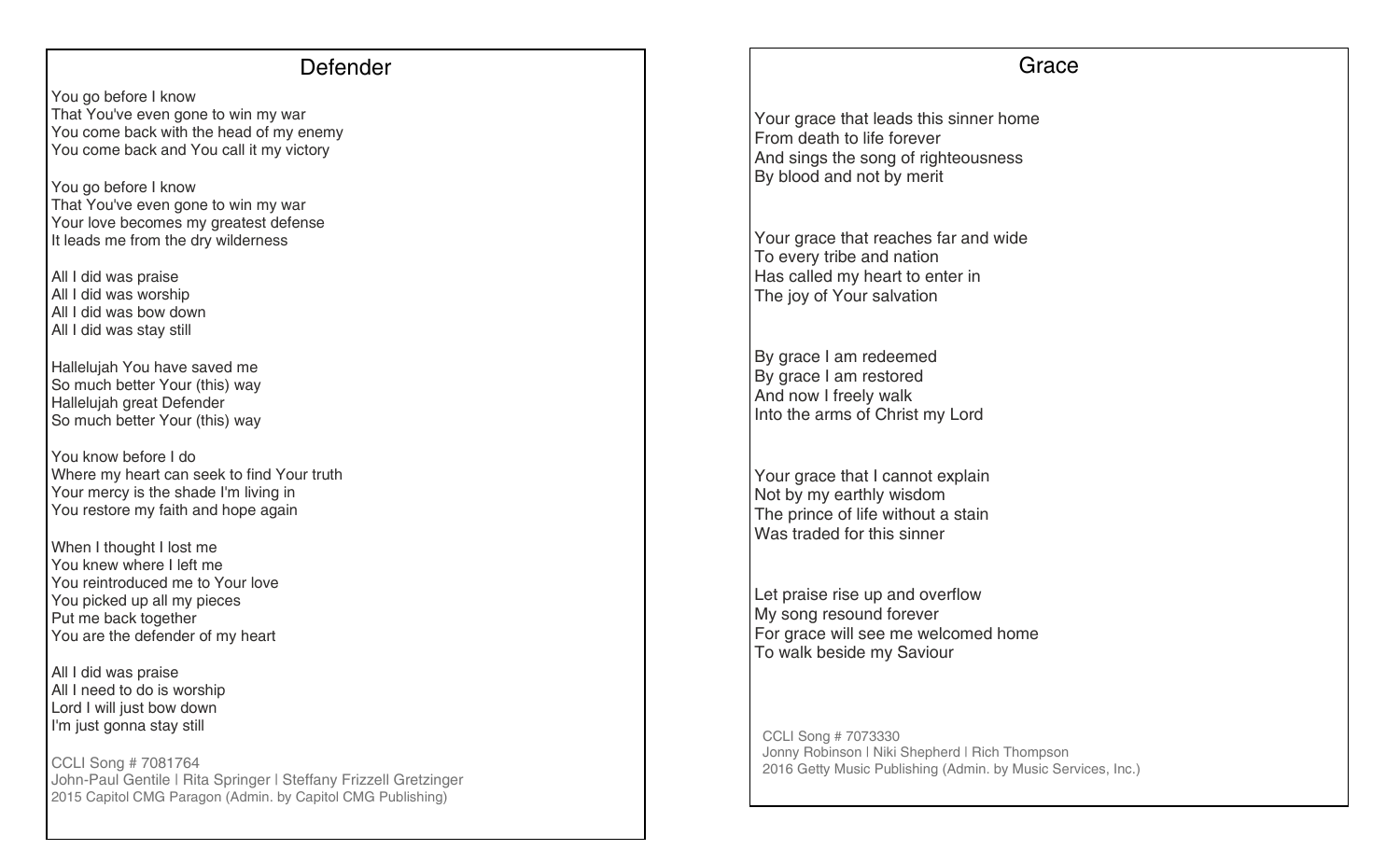## Defender

You go before I know
That You've even gone to win my war
You come back with the head of my enemy
You come back and You call it my victory

You go before I know
That You've even gone to win my war
Your love becomes my greatest defense
It leads me from the dry wilderness

All I did was praise
All I did was worship
All I did was bow down
All I did was stay still

Hallelujah You have saved me
So much better Your (this) way
Hallelujah great Defender
So much better Your (this) way

You know before I do
Where my heart can seek to find Your truth
Your mercy is the shade I'm living in
You restore my faith and hope again

When I thought I lost me
You knew where I left me
You reintroduced me to Your love
You picked up all my pieces
Put me back together
You are the defender of my heart

All I did was praise
All I need to do is worship
Lord I will just bow down
I'm just gonna stay still

CCLI Song # 7081764
John-Paul Gentile | Rita Springer | Steffany Frizzell Gretzinger
2015 Capitol CMG Paragon (Admin. by Capitol CMG Publishing)

## Grace

Your grace that leads this sinner home
From death to life forever
And sings the song of righteousness
By blood and not by merit

Your grace that reaches far and wide
To every tribe and nation
Has called my heart to enter in
The joy of Your salvation

By grace I am redeemed
By grace I am restored
And now I freely walk
Into the arms of Christ my Lord

Your grace that I cannot explain
Not by my earthly wisdom
The prince of life without a stain
Was traded for this sinner

Let praise rise up and overflow
My song resound forever
For grace will see me welcomed home
To walk beside my Saviour

CCLI Song # 7073330
Jonny Robinson | Niki Shepherd | Rich Thompson
2016 Getty Music Publishing (Admin. by Music Services, Inc.)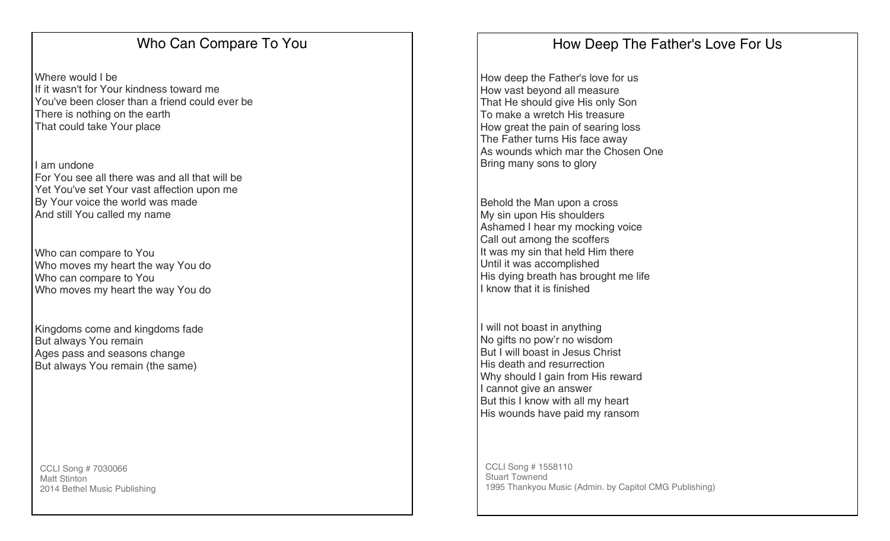# Who Can Compare To You

Where would I be
If it wasn't for Your kindness toward me
You've been closer than a friend could ever be
There is nothing on the earth
That could take Your place

I am undone
For You see all there was and all that will be
Yet You've set Your vast affection upon me
By Your voice the world was made
And still You called my name

Who can compare to You
Who moves my heart the way You do
Who can compare to You
Who moves my heart the way You do

Kingdoms come and kingdoms fade
But always You remain
Ages pass and seasons change
But always You remain (the same)

CCLI Song # 7030066
Matt Stinton
2014 Bethel Music Publishing

# How Deep The Father's Love For Us

How deep the Father's love for us
How vast beyond all measure
That He should give His only Son
To make a wretch His treasure
How great the pain of searing loss
The Father turns His face away
As wounds which mar the Chosen One
Bring many sons to glory

Behold the Man upon a cross
My sin upon His shoulders
Ashamed I hear my mocking voice
Call out among the scoffers
It was my sin that held Him there
Until it was accomplished
His dying breath has brought me life
I know that it is finished

I will not boast in anything
No gifts no pow’r no wisdom
But I will boast in Jesus Christ
His death and resurrection
Why should I gain from His reward
I cannot give an answer
But this I know with all my heart
His wounds have paid my ransom

CCLI Song # 1558110
Stuart Townend
1995 Thankyou Music (Admin. by Capitol CMG Publishing)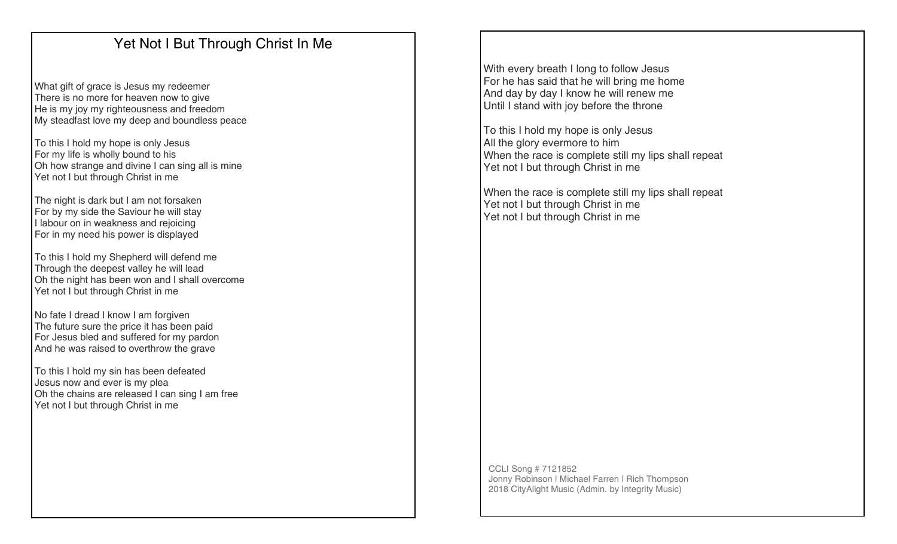# Yet Not I But Through Christ In Me

What gift of grace is Jesus my redeemer
There is no more for heaven now to give
He is my joy my righteousness and freedom
My steadfast love my deep and boundless peace

To this I hold my hope is only Jesus
For my life is wholly bound to his
Oh how strange and divine I can sing all is mine
Yet not I but through Christ in me

The night is dark but I am not forsaken
For by my side the Saviour he will stay
I labour on in weakness and rejoicing
For in my need his power is displayed

To this I hold my Shepherd will defend me
Through the deepest valley he will lead
Oh the night has been won and I shall overcome
Yet not I but through Christ in me

No fate I dread I know I am forgiven
The future sure the price it has been paid
For Jesus bled and suffered for my pardon
And he was raised to overthrow the grave

To this I hold my sin has been defeated
Jesus now and ever is my plea
Oh the chains are released I can sing I am free
Yet not I but through Christ in me

With every breath I long to follow Jesus
For he has said that he will bring me home
And day by day I know he will renew me
Until I stand with joy before the throne

To this I hold my hope is only Jesus
All the glory evermore to him
When the race is complete still my lips shall repeat
Yet not I but through Christ in me

When the race is complete still my lips shall repeat
Yet not I but through Christ in me
Yet not I but through Christ in me

CCLI Song # 7121852
Jonny Robinson | Michael Farren | Rich Thompson
2018 CityAlight Music (Admin. by Integrity Music)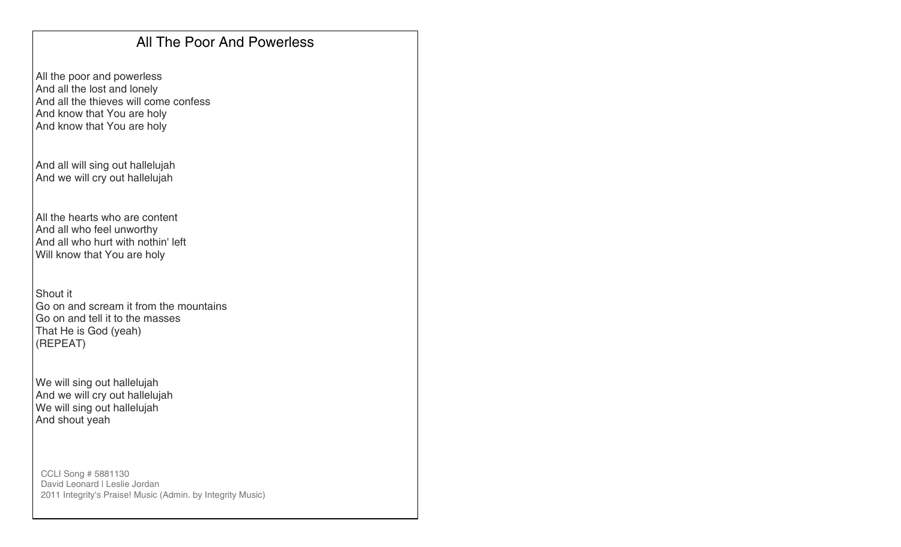# All The Poor And Powerless

All the poor and powerless
And all the lost and lonely
And all the thieves will come confess
And know that You are holy
And know that You are holy

And all will sing out hallelujah
And we will cry out hallelujah

All the hearts who are content
And all who feel unworthy
And all who hurt with nothin' left
Will know that You are holy

Shout it
Go on and scream it from the mountains
Go on and tell it to the masses
That He is God (yeah)
(REPEAT)

We will sing out hallelujah
And we will cry out hallelujah
We will sing out hallelujah
And shout yeah

CCLI Song # 5881130
David Leonard | Leslie Jordan
2011 Integrity's Praise! Music (Admin. by Integrity Music)